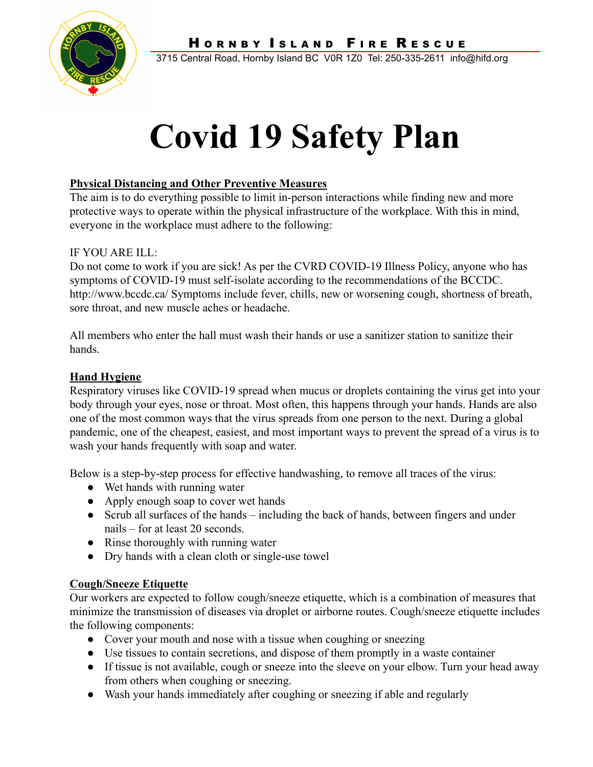**Hornby Island Fire Rescue**

3715 Central Road, Hornby Island BC V0R 1Z0 Tel: 250-335-2611 info@hifd.org

# Covid 19 Safety Plan

## Physical Distancing and Other Preventive Measures

The aim is to do everything possible to limit in-person interactions while finding new and more protective ways to operate within the physical infrastructure of the workplace. With this in mind, everyone in the workplace must adhere to the following:

IF YOU ARE ILL:

Do not come to work if you are sick! As per the CVRD COVID-19 Illness Policy, anyone who has symptoms of COVID-19 must self-isolate according to the recommendations of the BCCDC. http://www.bccdc.ca/ Symptoms include fever, chills, new or worsening cough, shortness of breath, sore throat, and new muscle aches or headache.

All members who enter the hall must wash their hands or use a sanitizer station to sanitize their hands.

## Hand Hygiene

Respiratory viruses like COVID-19 spread when mucus or droplets containing the virus get into your body through your eyes, nose or throat. Most often, this happens through your hands. Hands are also one of the most common ways that the virus spreads from one person to the next. During a global pandemic, one of the cheapest, easiest, and most important ways to prevent the spread of a virus is to wash your hands frequently with soap and water.

Below is a step-by-step process for effective handwashing, to remove all traces of the virus:

- Wet hands with running water
- Apply enough soap to cover wet hands
- Scrub all surfaces of the hands – including the back of hands, between fingers and under nails – for at least 20 seconds.
- Rinse thoroughly with running water
- Dry hands with a clean cloth or single-use towel

## Cough/Sneeze Etiquette

Our workers are expected to follow cough/sneeze etiquette, which is a combination of measures that minimize the transmission of diseases via droplet or airborne routes. Cough/sneeze etiquette includes the following components:

- Cover your mouth and nose with a tissue when coughing or sneezing
- Use tissues to contain secretions, and dispose of them promptly in a waste container
- If tissue is not available, cough or sneeze into the sleeve on your elbow. Turn your head away from others when coughing or sneezing.
- Wash your hands immediately after coughing or sneezing if able and regularly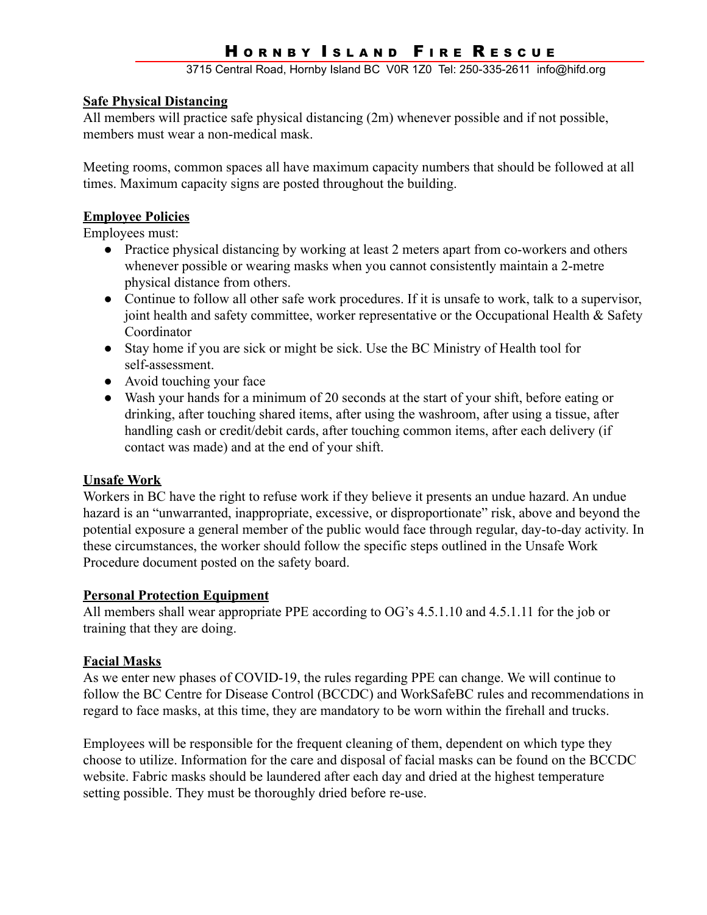**Safe Physical Distancing**

All members will practice safe physical distancing (2m) whenever possible and if not possible, members must wear a non-medical mask.

Meeting rooms, common spaces all have maximum capacity numbers that should be followed at all times. Maximum capacity signs are posted throughout the building.

**Employee Policies**

Employees must:

- Practice physical distancing by working at least 2 meters apart from co-workers and others whenever possible or wearing masks when you cannot consistently maintain a 2-metre physical distance from others.
- Continue to follow all other safe work procedures. If it is unsafe to work, talk to a supervisor, joint health and safety committee, worker representative or the Occupational Health & Safety Coordinator
- Stay home if you are sick or might be sick. Use the BC Ministry of Health tool for self-assessment.
- Avoid touching your face
- Wash your hands for a minimum of 20 seconds at the start of your shift, before eating or drinking, after touching shared items, after using the washroom, after using a tissue, after handling cash or credit/debit cards, after touching common items, after each delivery (if contact was made) and at the end of your shift.

**Unsafe Work**

Workers in BC have the right to refuse work if they believe it presents an undue hazard. An undue hazard is an "unwarranted, inappropriate, excessive, or disproportionate" risk, above and beyond the potential exposure a general member of the public would face through regular, day-to-day activity. In these circumstances, the worker should follow the specific steps outlined in the Unsafe Work Procedure document posted on the safety board.

**Personal Protection Equipment**

All members shall wear appropriate PPE according to OG's 4.5.1.10 and 4.5.1.11 for the job or training that they are doing.

**Facial Masks**

As we enter new phases of COVID-19, the rules regarding PPE can change. We will continue to follow the BC Centre for Disease Control (BCCDC) and WorkSafeBC rules and recommendations in regard to face masks, at this time, they are mandatory to be worn within the firehall and trucks.

Employees will be responsible for the frequent cleaning of them, dependent on which type they choose to utilize. Information for the care and disposal of facial masks can be found on the BCCDC website. Fabric masks should be laundered after each day and dried at the highest temperature setting possible. They must be thoroughly dried before re-use.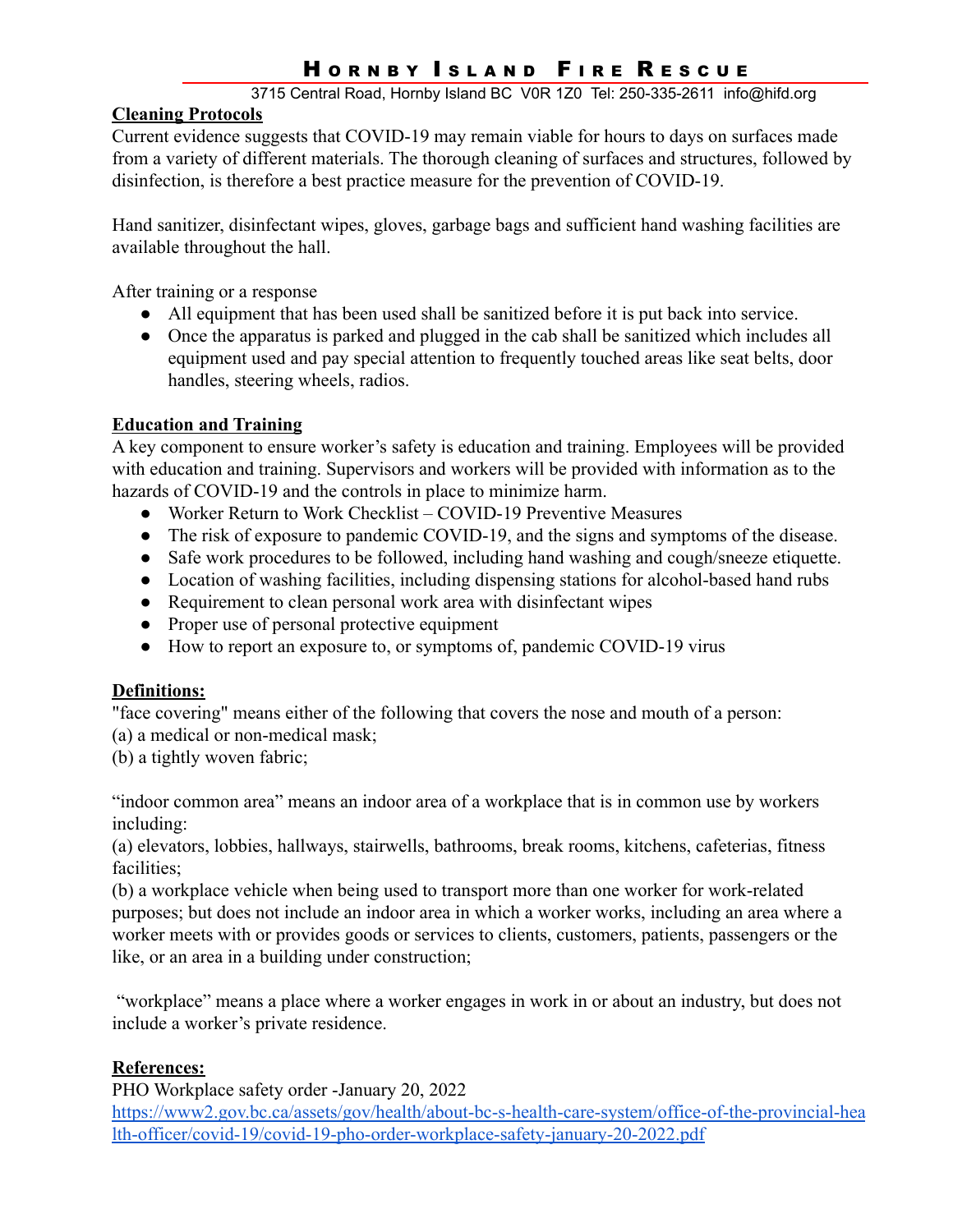**Cleaning Protocols**

Current evidence suggests that COVID-19 may remain viable for hours to days on surfaces made from a variety of different materials. The thorough cleaning of surfaces and structures, followed by disinfection, is therefore a best practice measure for the prevention of COVID-19.

Hand sanitizer, disinfectant wipes, gloves, garbage bags and sufficient hand washing facilities are available throughout the hall.

After training or a response

- All equipment that has been used shall be sanitized before it is put back into service.
- Once the apparatus is parked and plugged in the cab shall be sanitized which includes all equipment used and pay special attention to frequently touched areas like seat belts, door handles, steering wheels, radios.

**Education and Training**

A key component to ensure worker's safety is education and training. Employees will be provided with education and training. Supervisors and workers will be provided with information as to the hazards of COVID-19 and the controls in place to minimize harm.

- Worker Return to Work Checklist – COVID-19 Preventive Measures
- The risk of exposure to pandemic COVID-19, and the signs and symptoms of the disease.
- Safe work procedures to be followed, including hand washing and cough/sneeze etiquette.
- Location of washing facilities, including dispensing stations for alcohol-based hand rubs
- Requirement to clean personal work area with disinfectant wipes
- Proper use of personal protective equipment
- How to report an exposure to, or symptoms of, pandemic COVID-19 virus

**Definitions:**

"face covering" means either of the following that covers the nose and mouth of a person:
(a) a medical or non-medical mask;
(b) a tightly woven fabric;

"indoor common area" means an indoor area of a workplace that is in common use by workers including:
(a) elevators, lobbies, hallways, stairwells, bathrooms, break rooms, kitchens, cafeterias, fitness facilities;
(b) a workplace vehicle when being used to transport more than one worker for work-related purposes; but does not include an indoor area in which a worker works, including an area where a worker meets with or provides goods or services to clients, customers, patients, passengers or the like, or an area in a building under construction;

"workplace" means a place where a worker engages in work in or about an industry, but does not include a worker's private residence.

**References:**

PHO Workplace safety order -January 20, 2022
https://www2.gov.bc.ca/assets/gov/health/about-bc-s-health-care-system/office-of-the-provincial-health-officer/covid-19/covid-19-pho-order-workplace-safety-january-20-2022.pdf